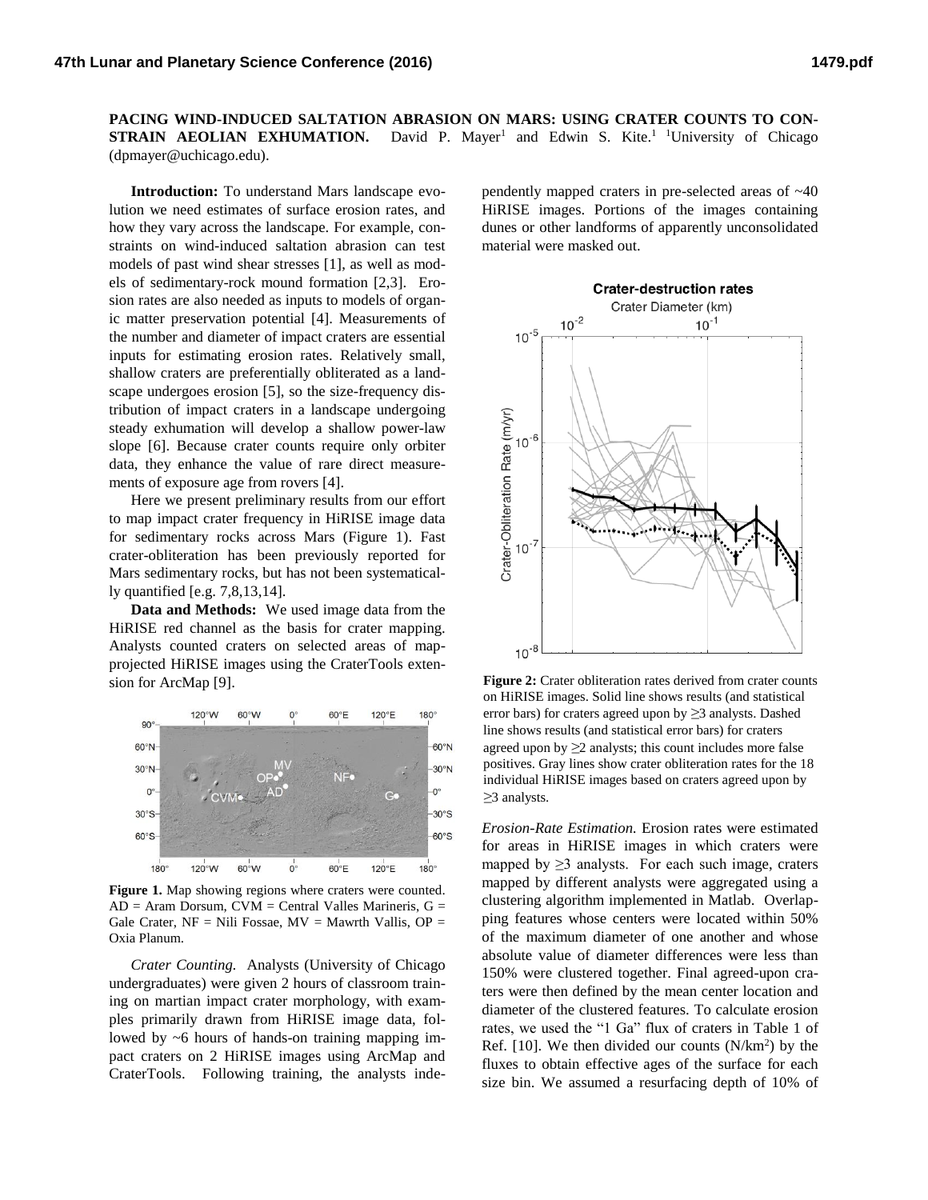# PACING WIND-INDUCED SALTATION ABRASION ON MARS: USING CRATER COUNTS TO CONSTRAIN AEOLIAN EXHUMATION.

David P. Mayer[1] and Edwin S. Kite.[1] [1]University of Chicago (dpmayer@uchicago.edu).

**Introduction:** To understand Mars landscape evolution we need estimates of surface erosion rates, and how they vary across the landscape. For example, constraints on wind-induced saltation abrasion can test models of past wind shear stresses [1], as well as models of sedimentary-rock mound formation [2,3]. Erosion rates are also needed as inputs to models of organic matter preservation potential [4]. Measurements of the number and diameter of impact craters are essential inputs for estimating erosion rates. Relatively small, shallow craters are preferentially obliterated as a landscape undergoes erosion [5], so the size-frequency distribution of impact craters in a landscape undergoing steady exhumation will develop a shallow power-law slope [6]. Because crater counts require only orbiter data, they enhance the value of rare direct measurements of exposure age from rovers [4].

Here we present preliminary results from our effort to map impact crater frequency in HiRISE image data for sedimentary rocks across Mars (Figure 1). Fast crater-obliteration has been previously reported for Mars sedimentary rocks, but has not been systematically quantified [e.g. 7,8,13,14].

**Data and Methods:** We used image data from the HiRISE red channel as the basis for crater mapping. Analysts counted craters on selected areas of map-projected HiRISE images using the CraterTools extension for ArcMap [9].

**Figure 1.** Map showing regions where craters were counted. AD = Aram Dorsum, CVM = Central Valles Marineris, G = Gale Crater, NF = Nili Fossae, MV = Mawrth Vallis, OP = Oxia Planum.

*Crater Counting.* Analysts (University of Chicago undergraduates) were given 2 hours of classroom training on martian impact crater morphology, with examples primarily drawn from HiRISE image data, followed by ~6 hours of hands-on training mapping impact craters on 2 HiRISE images using ArcMap and CraterTools. Following training, the analysts independently mapped craters in pre-selected areas of ~40 HiRISE images. Portions of the images containing dunes or other landforms of apparently unconsolidated material were masked out.

**Figure 2:** Crater obliteration rates derived from crater counts on HiRISE images. Solid line shows results (and statistical error bars) for craters agreed upon by ≥3 analysts. Dashed line shows results (and statistical error bars) for craters agreed upon by ≥2 analysts; this count includes more false positives. Gray lines show crater obliteration rates for the 18 individual HiRISE images based on craters agreed upon by ≥3 analysts.

*Erosion-Rate Estimation.* Erosion rates were estimated for areas in HiRISE images in which craters were mapped by ≥3 analysts. For each such image, craters mapped by different analysts were aggregated using a clustering algorithm implemented in Matlab. Overlapping features whose centers were located within 50% of the maximum diameter of one another and whose absolute value of diameter differences were less than 150% were clustered together. Final agreed-upon craters were then defined by the mean center location and diameter of the clustered features. To calculate erosion rates, we used the "1 Ga" flux of craters in Table 1 of Ref. [10]. We then divided our counts ($N/km^2$) by the fluxes to obtain effective ages of the surface for each size bin. We assumed a resurfacing depth of 10% of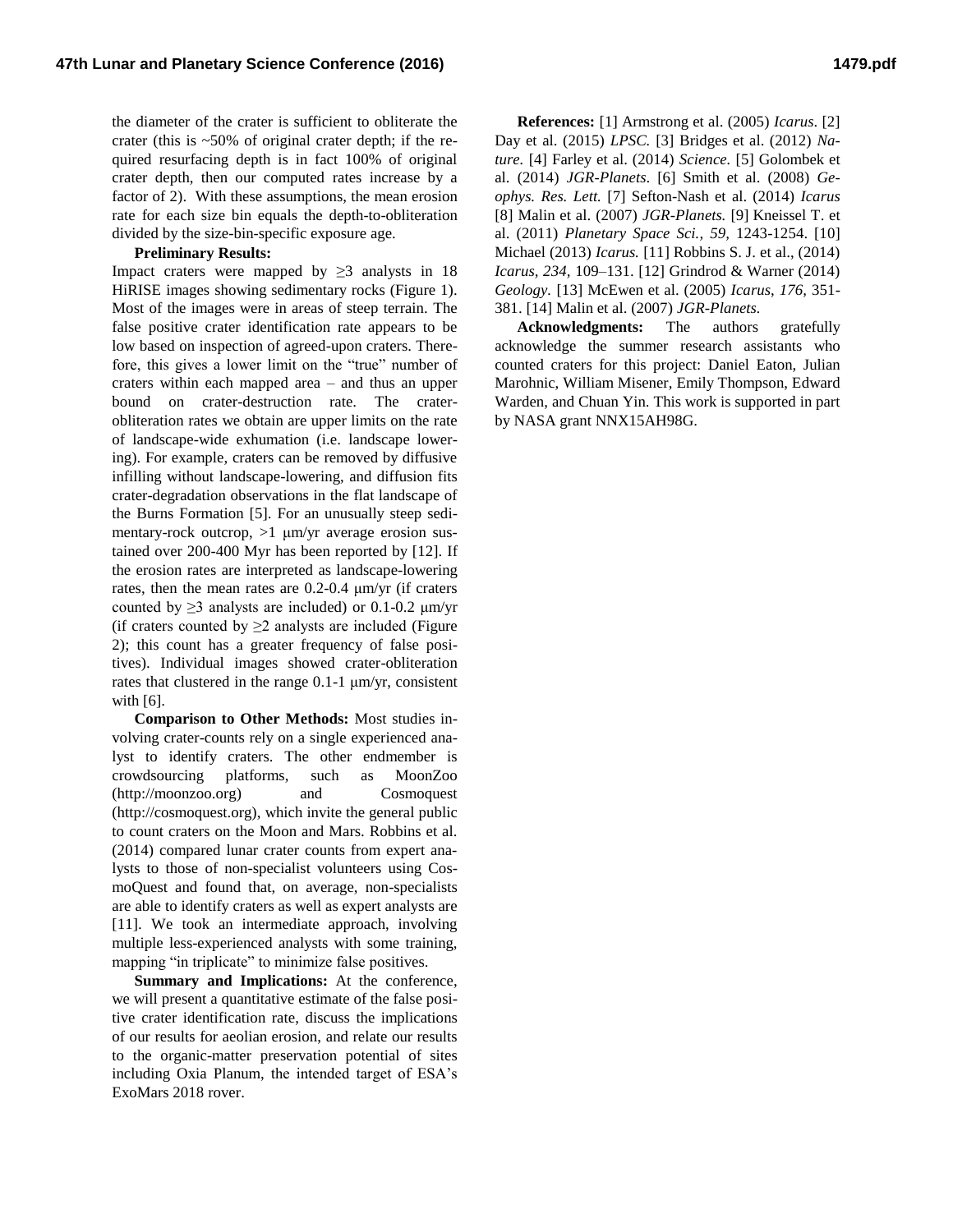the diameter of the crater is sufficient to obliterate the crater (this is ~50% of original crater depth; if the required resurfacing depth is in fact 100% of original crater depth, then our computed rates increase by a factor of 2). With these assumptions, the mean erosion rate for each size bin equals the depth-to-obliteration divided by the size-bin-specific exposure age.

**Preliminary Results:**
Impact craters were mapped by ≥3 analysts in 18 HiRISE images showing sedimentary rocks (Figure 1). Most of the images were in areas of steep terrain. The false positive crater identification rate appears to be low based on inspection of agreed-upon craters. Therefore, this gives a lower limit on the "true" number of craters within each mapped area – and thus an upper bound on crater-destruction rate. The crater-obliteration rates we obtain are upper limits on the rate of landscape-wide exhumation (i.e. landscape lowering). For example, craters can be removed by diffusive infilling without landscape-lowering, and diffusion fits crater-degradation observations in the flat landscape of the Burns Formation [5]. For an unusually steep sedimentary-rock outcrop, >1 μm/yr average erosion sustained over 200-400 Myr has been reported by [12]. If the erosion rates are interpreted as landscape-lowering rates, then the mean rates are 0.2-0.4 μm/yr (if craters counted by ≥3 analysts are included) or 0.1-0.2 μm/yr (if craters counted by ≥2 analysts are included (Figure 2); this count has a greater frequency of false positives). Individual images showed crater-obliteration rates that clustered in the range 0.1-1 μm/yr, consistent with [6].

**Comparison to Other Methods:** Most studies involving crater-counts rely on a single experienced analyst to identify craters. The other endmember is crowdsourcing platforms, such as MoonZoo (http://moonzoo.org) and Cosmoquest (http://cosmoquest.org), which invite the general public to count craters on the Moon and Mars. Robbins et al. (2014) compared lunar crater counts from expert analysts to those of non-specialist volunteers using CosmoQuest and found that, on average, non-specialists are able to identify craters as well as expert analysts are [11]. We took an intermediate approach, involving multiple less-experienced analysts with some training, mapping "in triplicate" to minimize false positives.

**Summary and Implications:** At the conference, we will present a quantitative estimate of the false positive crater identification rate, discuss the implications of our results for aeolian erosion, and relate our results to the organic-matter preservation potential of sites including Oxia Planum, the intended target of ESA's ExoMars 2018 rover.

**References:** [1] Armstrong et al. (2005) *Icarus*. [2] Day et al. (2015) *LPSC.* [3] Bridges et al. (2012) *Nature.* [4] Farley et al. (2014) *Science.* [5] Golombek et al. (2014) *JGR-Planets.* [6] Smith et al. (2008) *Geophys. Res. Lett.* [7] Sefton-Nash et al. (2014) *Icarus* [8] Malin et al. (2007) *JGR-Planets.* [9] Kneissel T. et al. (2011) *Planetary Space Sci., 59,* 1243-1254. [10] Michael (2013) *Icarus.* [11] Robbins S. J. et al., (2014) *Icarus, 234,* 109–131. [12] Grindrod & Warner (2014) *Geology.* [13] McEwen et al. (2005) *Icarus*, *176,* 351-381. [14] Malin et al. (2007) *JGR-Planets.*

**Acknowledgments:** The authors gratefully acknowledge the summer research assistants who counted craters for this project: Daniel Eaton, Julian Marohnic, William Misener, Emily Thompson, Edward Warden, and Chuan Yin. This work is supported in part by NASA grant NNX15AH98G.